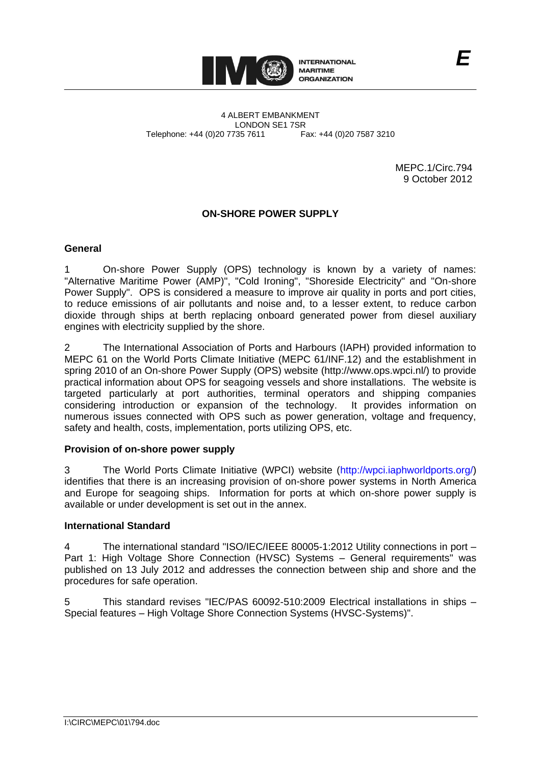E

4 ALBERT EMBANKMENT
LONDON SE1 7SR
Telephone: +44 (0)20 7735 7611 Fax: +44 (0)20 7587 3210

MEPC.1/Circ.794
9 October 2012

## ON-SHORE POWER SUPPLY

### General

1 On-shore Power Supply (OPS) technology is known by a variety of names: "Alternative Maritime Power (AMP)", "Cold Ironing", "Shoreside Electricity" and "On-shore Power Supply". OPS is considered a measure to improve air quality in ports and port cities, to reduce emissions of air pollutants and noise and, to a lesser extent, to reduce carbon dioxide through ships at berth replacing onboard generated power from diesel auxiliary engines with electricity supplied by the shore.

2 The International Association of Ports and Harbours (IAPH) provided information to MEPC 61 on the World Ports Climate Initiative (MEPC 61/INF.12) and the establishment in spring 2010 of an On-shore Power Supply (OPS) website (http://www.ops.wpci.nl/) to provide practical information about OPS for seagoing vessels and shore installations. The website is targeted particularly at port authorities, terminal operators and shipping companies considering introduction or expansion of the technology. It provides information on numerous issues connected with OPS such as power generation, voltage and frequency, safety and health, costs, implementation, ports utilizing OPS, etc.

### Provision of on-shore power supply

3 The World Ports Climate Initiative (WPCI) website (http://wpci.iaphworldports.org/) identifies that there is an increasing provision of on-shore power systems in North America and Europe for seagoing ships. Information for ports at which on-shore power supply is available or under development is set out in the annex.

### International Standard

4 The international standard "ISO/IEC/IEEE 80005-1:2012 Utility connections in port – Part 1: High Voltage Shore Connection (HVSC) Systems – General requirements" was published on 13 July 2012 and addresses the connection between ship and shore and the procedures for safe operation.

5 This standard revises "IEC/PAS 60092-510:2009 Electrical installations in ships – Special features – High Voltage Shore Connection Systems (HVSC-Systems)".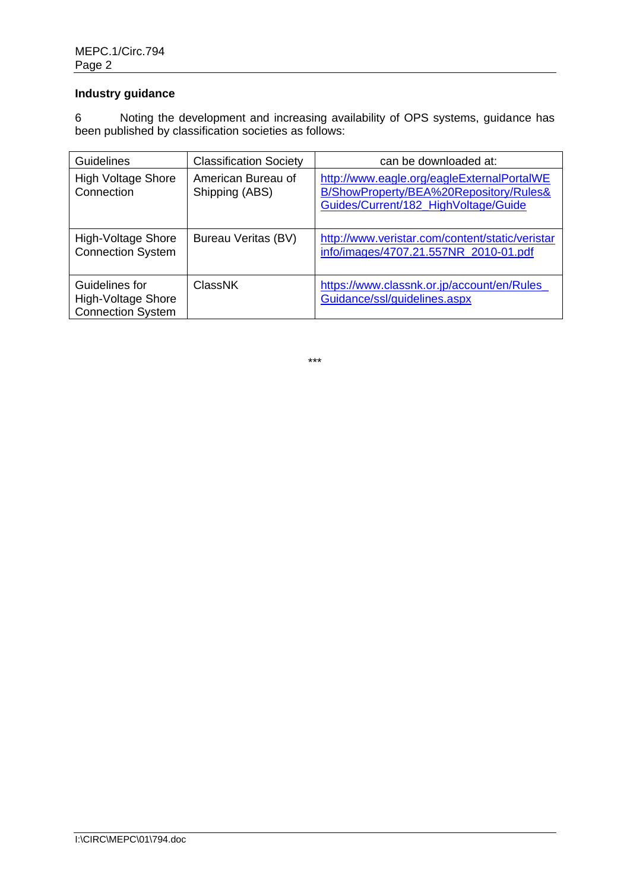**Industry guidance**

6 Noting the development and increasing availability of OPS systems, guidance has been published by classification societies as follows:

| Guidelines | Classification Society | can be downloaded at: |
|---|---|---|
| High Voltage Shore Connection | American Bureau of Shipping (ABS) | http://www.eagle.org/eagleExternalPortalWEB/ShowProperty/BEA%20Repository/Rules&Guides/Current/182_HighVoltage/Guide |
| High-Voltage Shore Connection System | Bureau Veritas (BV) | http://www.veristar.com/content/static/veristarinfo/images/4707.21.557NR_2010-01.pdf |
| Guidelines for High-Voltage Shore Connection System | ClassNK | https://www.classnk.or.jp/account/en/Rules_Guidance/ssl/guidelines.aspx |

***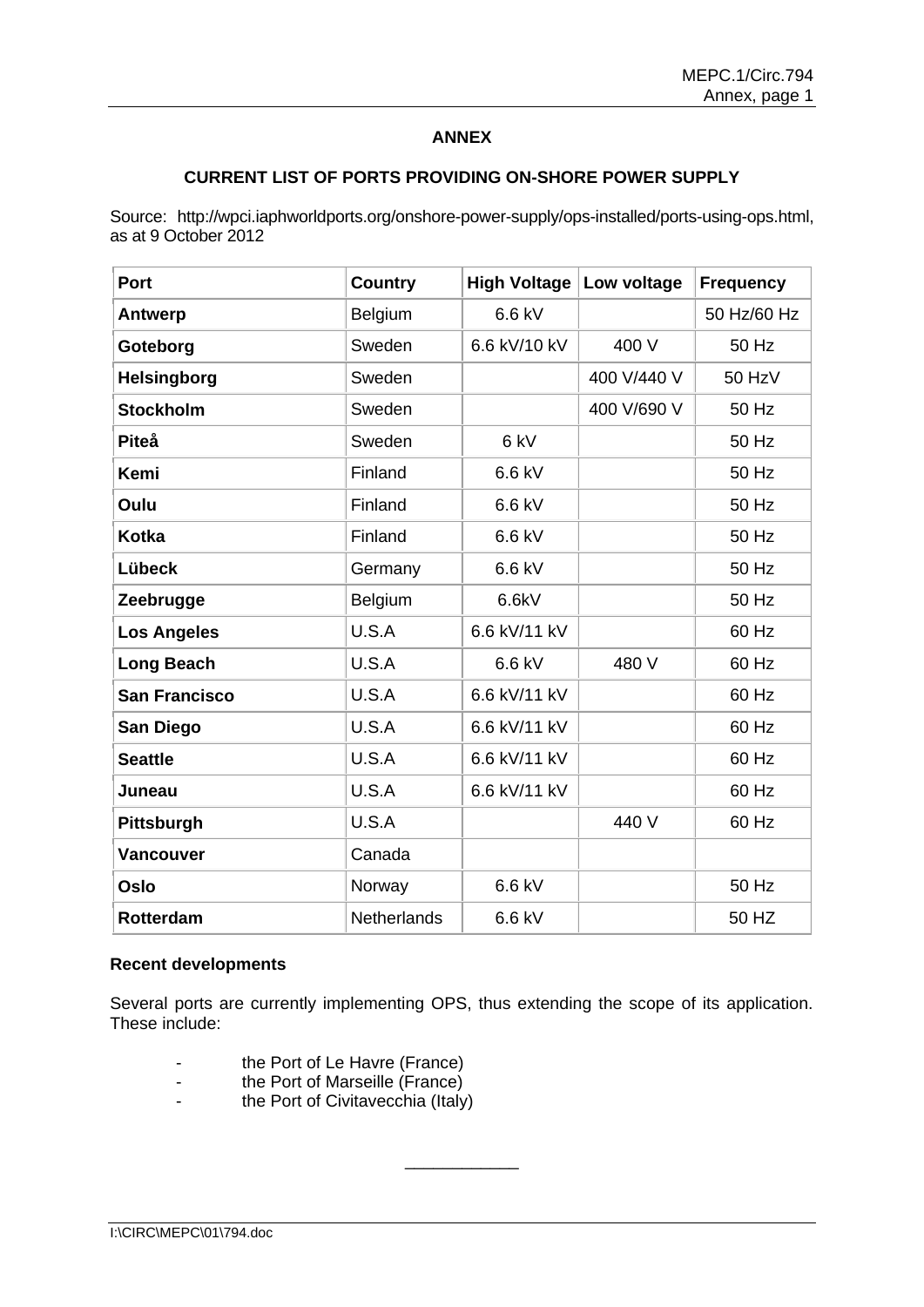## ANNEX

### CURRENT LIST OF PORTS PROVIDING ON-SHORE POWER SUPPLY

Source: http://wpci.iaphworldports.org/onshore-power-supply/ops-installed/ports-using-ops.html, as at 9 October 2012

| Port | Country | High Voltage | Low voltage | Frequency |
|---|---|---|---|---|
| **Antwerp** | Belgium | 6.6 kV | | 50 Hz/60 Hz |
| **Goteborg** | Sweden | 6.6 kV/10 kV | 400 V | 50 Hz |
| **Helsingborg** | Sweden | | 400 V/440 V | 50 HzV |
| **Stockholm** | Sweden | | 400 V/690 V | 50 Hz |
| **Piteå** | Sweden | 6 kV | | 50 Hz |
| **Kemi** | Finland | 6.6 kV | | 50 Hz |
| **Oulu** | Finland | 6.6 kV | | 50 Hz |
| **Kotka** | Finland | 6.6 kV | | 50 Hz |
| **Lübeck** | Germany | 6.6 kV | | 50 Hz |
| **Zeebrugge** | Belgium | 6.6kV | | 50 Hz |
| **Los Angeles** | U.S.A | 6.6 kV/11 kV | | 60 Hz |
| **Long Beach** | U.S.A | 6.6 kV | 480 V | 60 Hz |
| **San Francisco** | U.S.A | 6.6 kV/11 kV | | 60 Hz |
| **San Diego** | U.S.A | 6.6 kV/11 kV | | 60 Hz |
| **Seattle** | U.S.A | 6.6 kV/11 kV | | 60 Hz |
| **Juneau** | U.S.A | 6.6 kV/11 kV | | 60 Hz |
| **Pittsburgh** | U.S.A | | 440 V | 60 Hz |
| **Vancouver** | Canada | | | |
| **Oslo** | Norway | 6.6 kV | | 50 Hz |
| **Rotterdam** | Netherlands | 6.6 kV | | 50 HZ |

**Recent developments**

Several ports are currently implementing OPS, thus extending the scope of its application. These include:

- the Port of Le Havre (France)
- the Port of Marseille (France)
- the Port of Civitavecchia (Italy)

___________